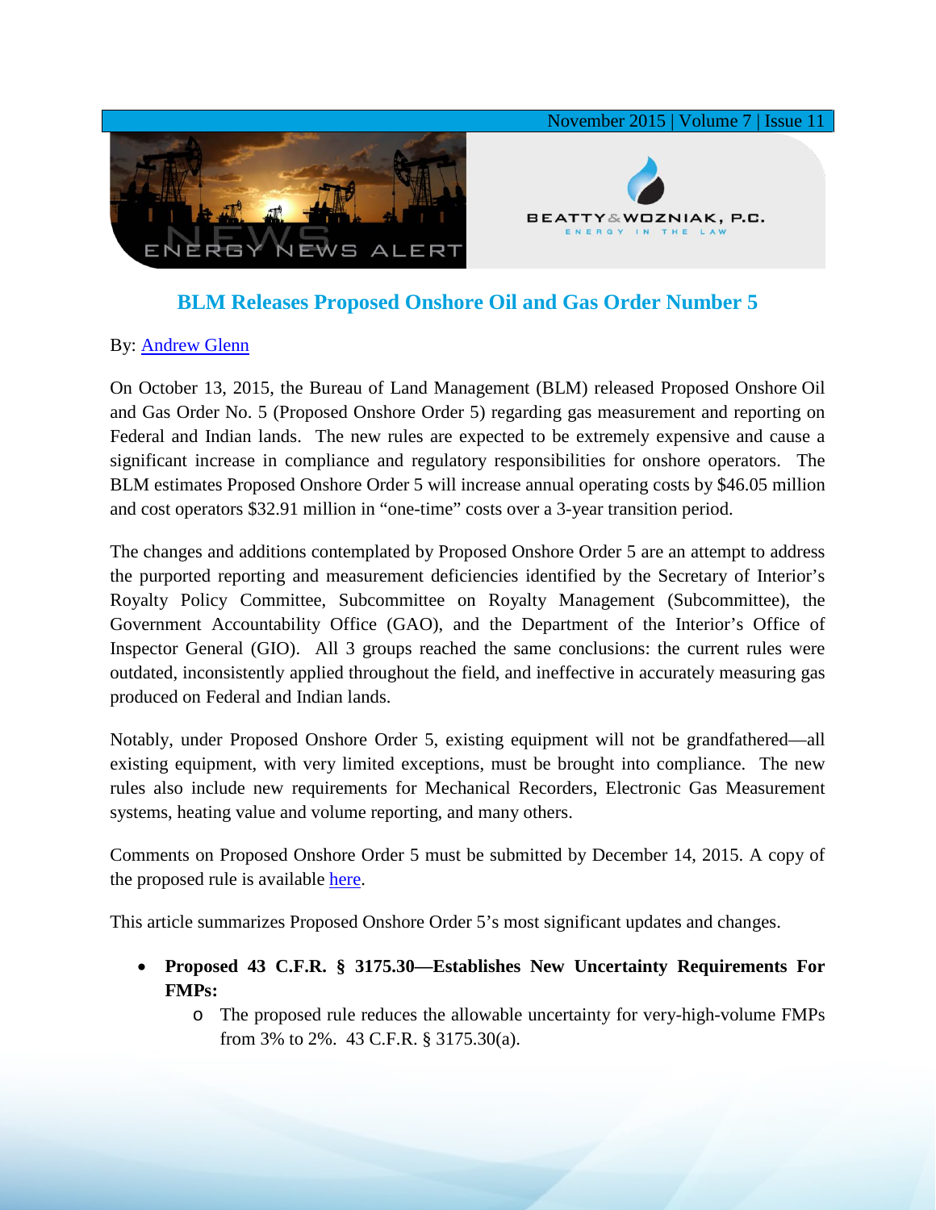# BLM Releases Proposed Onshore Oil and Gas Order Number 5

By: Andrew Glenn

On October 13, 2015, the Bureau of Land Management (BLM) released Proposed Onshore Oil and Gas Order No. 5 (Proposed Onshore Order 5) regarding gas measurement and reporting on Federal and Indian lands. The new rules are expected to be extremely expensive and cause a significant increase in compliance and regulatory responsibilities for onshore operators. The BLM estimates Proposed Onshore Order 5 will increase annual operating costs by $46.05 million and cost operators $32.91 million in "one-time" costs over a 3-year transition period.

The changes and additions contemplated by Proposed Onshore Order 5 are an attempt to address the purported reporting and measurement deficiencies identified by the Secretary of Interior's Royalty Policy Committee, Subcommittee on Royalty Management (Subcommittee), the Government Accountability Office (GAO), and the Department of the Interior's Office of Inspector General (GIO). All 3 groups reached the same conclusions: the current rules were outdated, inconsistently applied throughout the field, and ineffective in accurately measuring gas produced on Federal and Indian lands.

Notably, under Proposed Onshore Order 5, existing equipment will not be grandfathered—all existing equipment, with very limited exceptions, must be brought into compliance. The new rules also include new requirements for Mechanical Recorders, Electronic Gas Measurement systems, heating value and volume reporting, and many others.

Comments on Proposed Onshore Order 5 must be submitted by December 14, 2015. A copy of the proposed rule is available here.

This article summarizes Proposed Onshore Order 5's most significant updates and changes.

- **Proposed 43 C.F.R. § 3175.30—Establishes New Uncertainty Requirements For FMPs:**
  - The proposed rule reduces the allowable uncertainty for very-high-volume FMPs from 3% to 2%. 43 C.F.R. § 3175.30(a).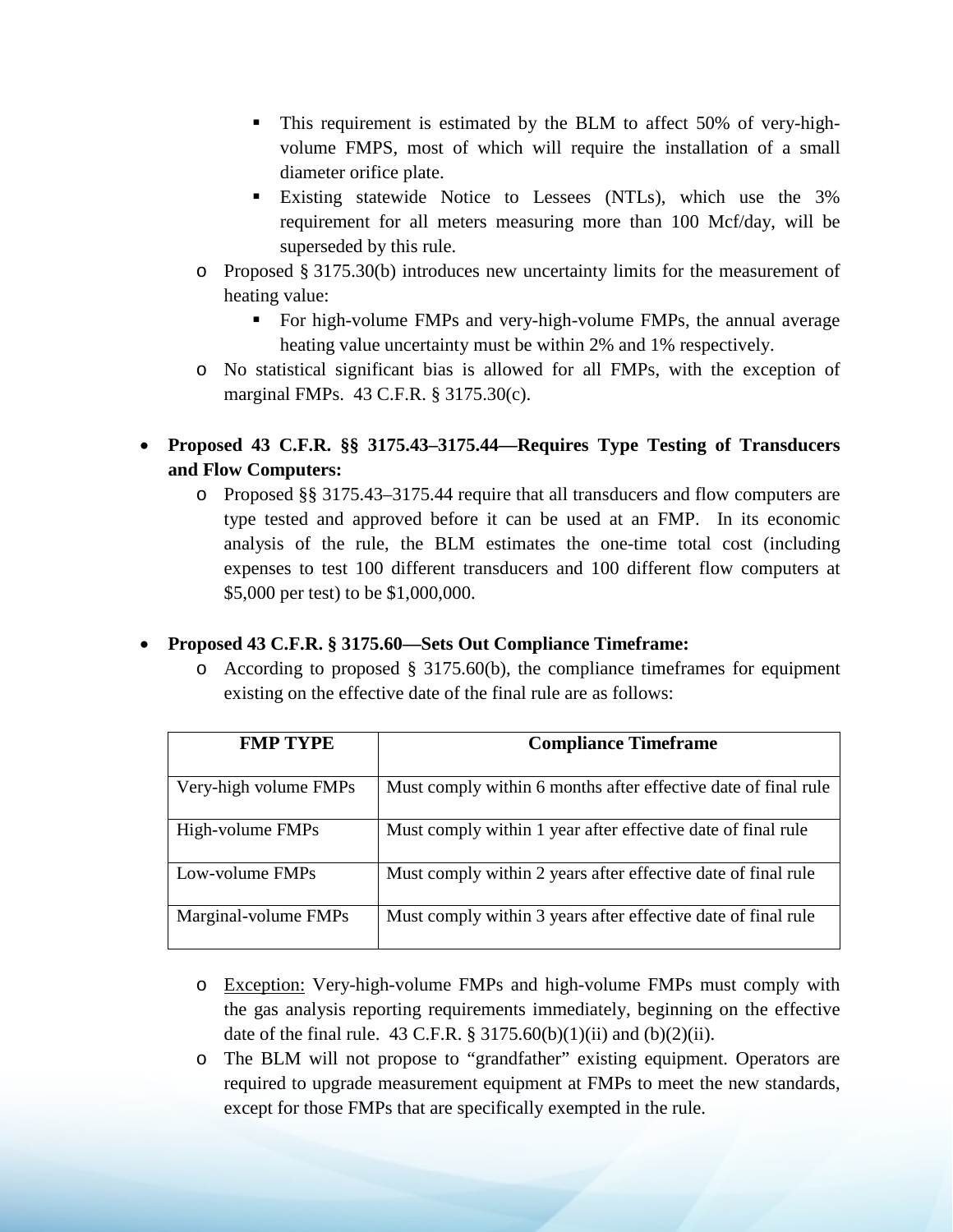- This requirement is estimated by the BLM to affect 50% of very-high-volume FMPS, most of which will require the installation of a small diameter orifice plate.
    - Existing statewide Notice to Lessees (NTLs), which use the 3% requirement for all meters measuring more than 100 Mcf/day, will be superseded by this rule.
  - Proposed § 3175.30(b) introduces new uncertainty limits for the measurement of heating value:
    - For high-volume FMPs and very-high-volume FMPs, the annual average heating value uncertainty must be within 2% and 1% respectively.
  - No statistical significant bias is allowed for all FMPs, with the exception of marginal FMPs. 43 C.F.R. § 3175.30(c).

- **Proposed 43 C.F.R. §§ 3175.43–3175.44—Requires Type Testing of Transducers and Flow Computers:**
  - Proposed §§ 3175.43–3175.44 require that all transducers and flow computers are type tested and approved before it can be used at an FMP. In its economic analysis of the rule, the BLM estimates the one-time total cost (including expenses to test 100 different transducers and 100 different flow computers at $5,000 per test) to be $1,000,000.

- **Proposed 43 C.F.R. § 3175.60—Sets Out Compliance Timeframe:**
  - According to proposed § 3175.60(b), the compliance timeframes for equipment existing on the effective date of the final rule are as follows:

| FMP TYPE | Compliance Timeframe |
| --- | --- |
| Very-high volume FMPs | Must comply within 6 months after effective date of final rule |
| High-volume FMPs | Must comply within 1 year after effective date of final rule |
| Low-volume FMPs | Must comply within 2 years after effective date of final rule |
| Marginal-volume FMPs | Must comply within 3 years after effective date of final rule |

  - Exception: Very-high-volume FMPs and high-volume FMPs must comply with the gas analysis reporting requirements immediately, beginning on the effective date of the final rule. 43 C.F.R. § 3175.60(b)(1)(ii) and (b)(2)(ii).
  - The BLM will not propose to "grandfather" existing equipment. Operators are required to upgrade measurement equipment at FMPs to meet the new standards, except for those FMPs that are specifically exempted in the rule.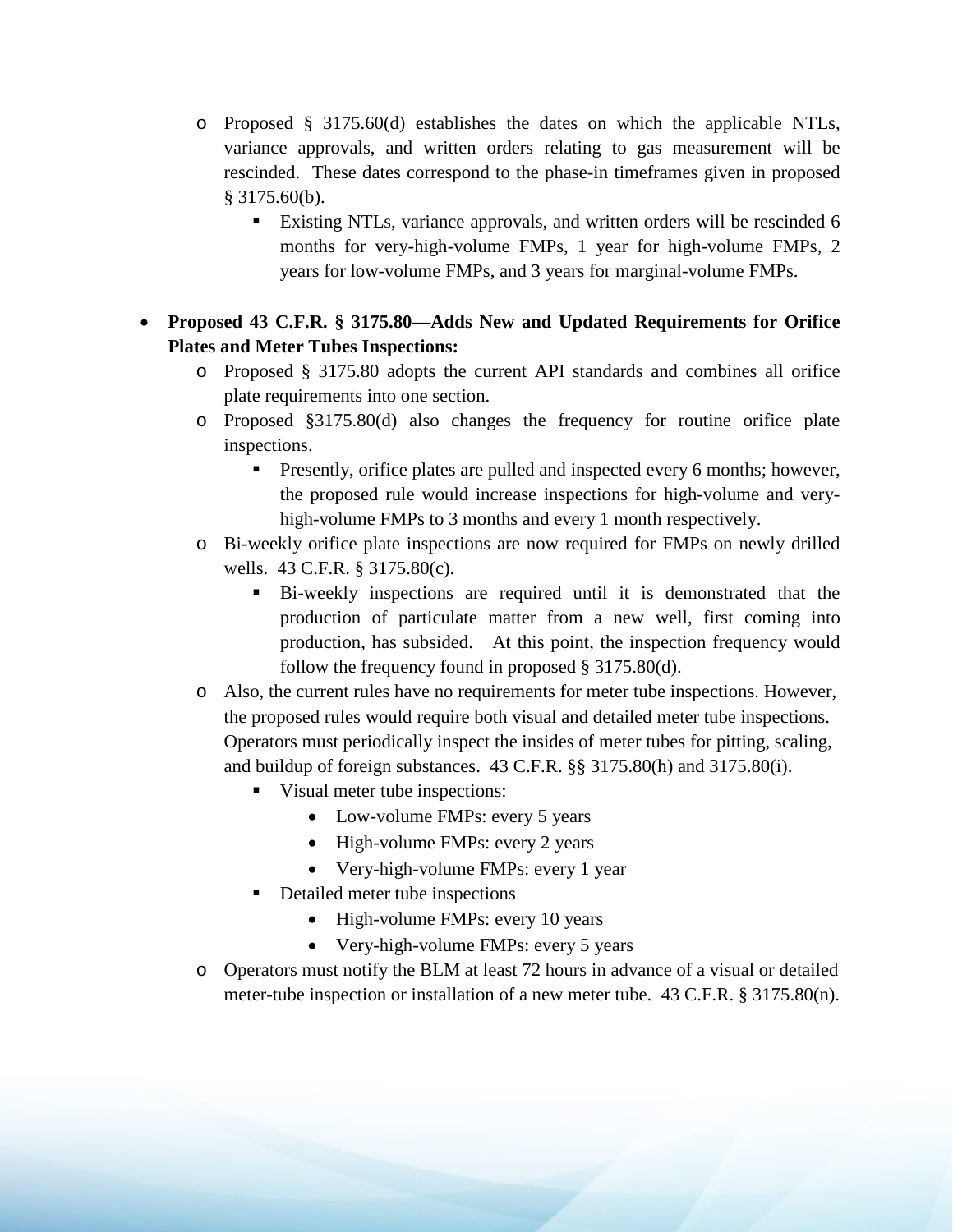- Proposed § 3175.60(d) establishes the dates on which the applicable NTLs, variance approvals, and written orders relating to gas measurement will be rescinded. These dates correspond to the phase-in timeframes given in proposed § 3175.60(b).
  - Existing NTLs, variance approvals, and written orders will be rescinded 6 months for very-high-volume FMPs, 1 year for high-volume FMPs, 2 years for low-volume FMPs, and 3 years for marginal-volume FMPs.

- **Proposed 43 C.F.R. § 3175.80—Adds New and Updated Requirements for Orifice Plates and Meter Tubes Inspections:**
  - Proposed § 3175.80 adopts the current API standards and combines all orifice plate requirements into one section.
  - Proposed §3175.80(d) also changes the frequency for routine orifice plate inspections.
    - Presently, orifice plates are pulled and inspected every 6 months; however, the proposed rule would increase inspections for high-volume and very-high-volume FMPs to 3 months and every 1 month respectively.
  - Bi-weekly orifice plate inspections are now required for FMPs on newly drilled wells. 43 C.F.R. § 3175.80(c).
    - Bi-weekly inspections are required until it is demonstrated that the production of particulate matter from a new well, first coming into production, has subsided. At this point, the inspection frequency would follow the frequency found in proposed § 3175.80(d).
  - Also, the current rules have no requirements for meter tube inspections. However, the proposed rules would require both visual and detailed meter tube inspections. Operators must periodically inspect the insides of meter tubes for pitting, scaling, and buildup of foreign substances. 43 C.F.R. §§ 3175.80(h) and 3175.80(i).
    - Visual meter tube inspections:
      - Low-volume FMPs: every 5 years
      - High-volume FMPs: every 2 years
      - Very-high-volume FMPs: every 1 year
    - Detailed meter tube inspections
      - High-volume FMPs: every 10 years
      - Very-high-volume FMPs: every 5 years
  - Operators must notify the BLM at least 72 hours in advance of a visual or detailed meter-tube inspection or installation of a new meter tube. 43 C.F.R. § 3175.80(n).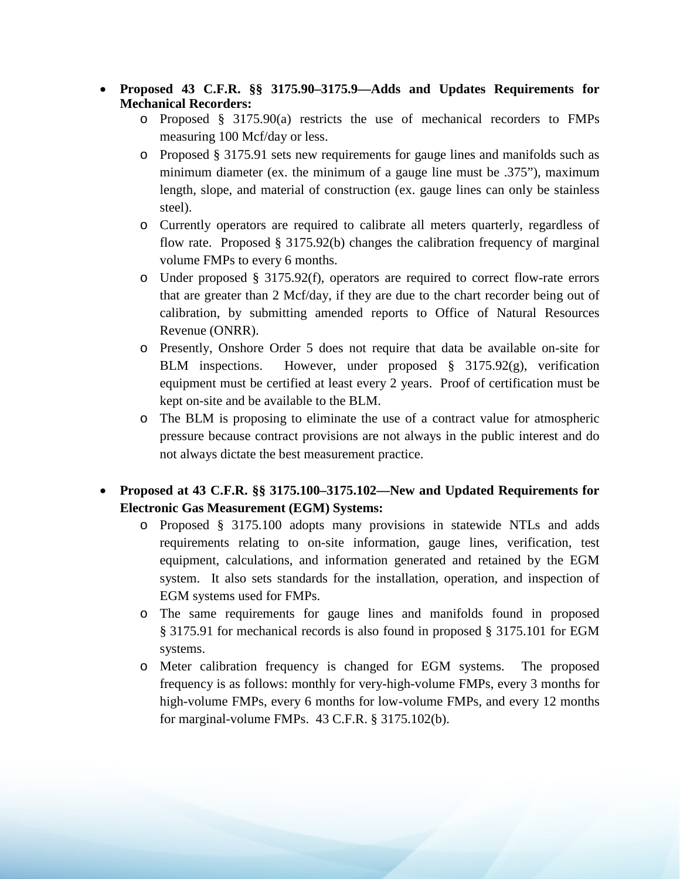- **Proposed 43 C.F.R. §§ 3175.90–3175.9—Adds and Updates Requirements for Mechanical Recorders:**
  - Proposed § 3175.90(a) restricts the use of mechanical recorders to FMPs measuring 100 Mcf/day or less.
  - Proposed § 3175.91 sets new requirements for gauge lines and manifolds such as minimum diameter (ex. the minimum of a gauge line must be .375"), maximum length, slope, and material of construction (ex. gauge lines can only be stainless steel).
  - Currently operators are required to calibrate all meters quarterly, regardless of flow rate. Proposed § 3175.92(b) changes the calibration frequency of marginal volume FMPs to every 6 months.
  - Under proposed § 3175.92(f), operators are required to correct flow-rate errors that are greater than 2 Mcf/day, if they are due to the chart recorder being out of calibration, by submitting amended reports to Office of Natural Resources Revenue (ONRR).
  - Presently, Onshore Order 5 does not require that data be available on-site for BLM inspections. However, under proposed § 3175.92(g), verification equipment must be certified at least every 2 years. Proof of certification must be kept on-site and be available to the BLM.
  - The BLM is proposing to eliminate the use of a contract value for atmospheric pressure because contract provisions are not always in the public interest and do not always dictate the best measurement practice.

- **Proposed at 43 C.F.R. §§ 3175.100–3175.102—New and Updated Requirements for Electronic Gas Measurement (EGM) Systems:**
  - Proposed § 3175.100 adopts many provisions in statewide NTLs and adds requirements relating to on-site information, gauge lines, verification, test equipment, calculations, and information generated and retained by the EGM system. It also sets standards for the installation, operation, and inspection of EGM systems used for FMPs.
  - The same requirements for gauge lines and manifolds found in proposed § 3175.91 for mechanical records is also found in proposed § 3175.101 for EGM systems.
  - Meter calibration frequency is changed for EGM systems. The proposed frequency is as follows: monthly for very-high-volume FMPs, every 3 months for high-volume FMPs, every 6 months for low-volume FMPs, and every 12 months for marginal-volume FMPs. 43 C.F.R. § 3175.102(b).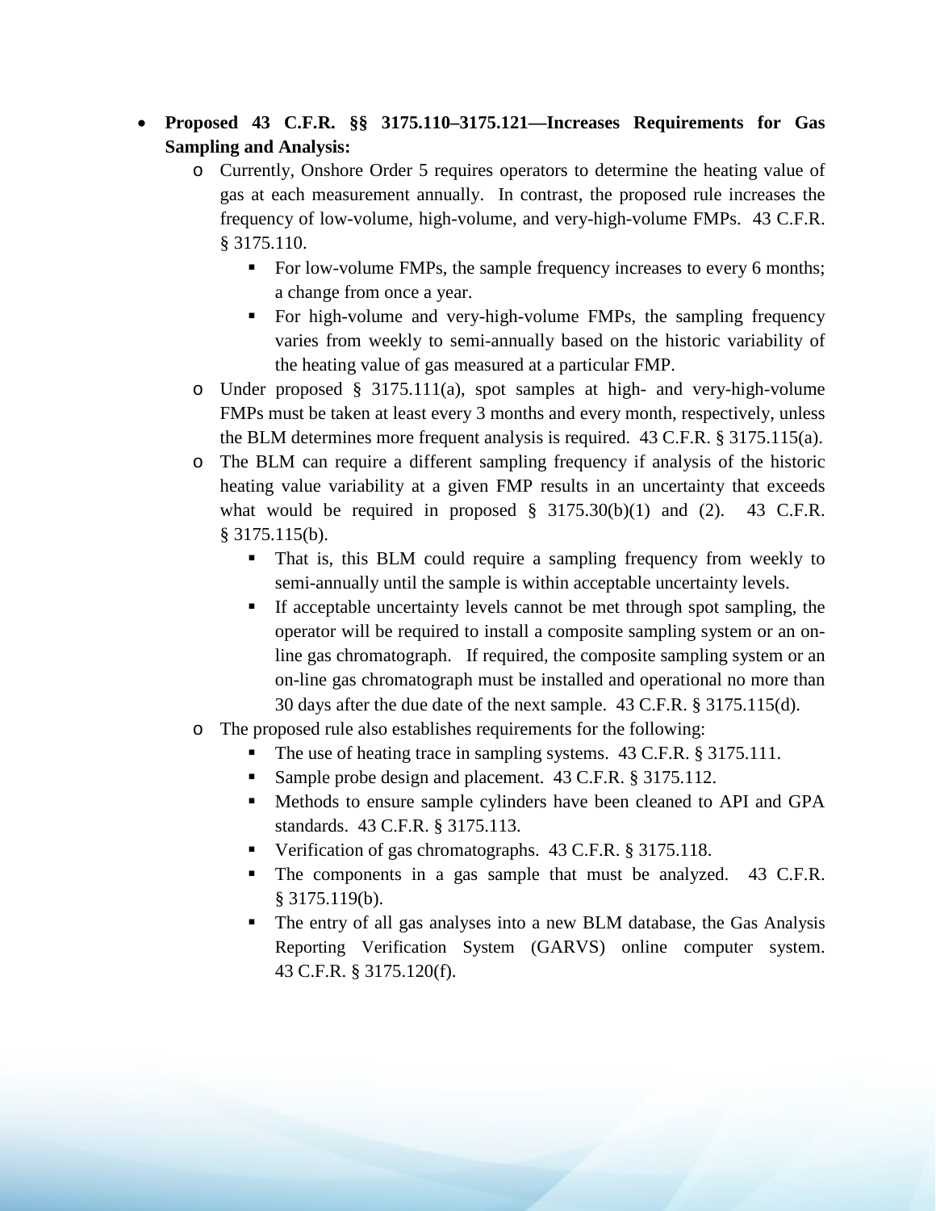- **Proposed 43 C.F.R. §§ 3175.110–3175.121—Increases Requirements for Gas Sampling and Analysis:**
  - Currently, Onshore Order 5 requires operators to determine the heating value of gas at each measurement annually. In contrast, the proposed rule increases the frequency of low-volume, high-volume, and very-high-volume FMPs. 43 C.F.R. § 3175.110.
    - For low-volume FMPs, the sample frequency increases to every 6 months; a change from once a year.
    - For high-volume and very-high-volume FMPs, the sampling frequency varies from weekly to semi-annually based on the historic variability of the heating value of gas measured at a particular FMP.
  - Under proposed § 3175.111(a), spot samples at high- and very-high-volume FMPs must be taken at least every 3 months and every month, respectively, unless the BLM determines more frequent analysis is required. 43 C.F.R. § 3175.115(a).
  - The BLM can require a different sampling frequency if analysis of the historic heating value variability at a given FMP results in an uncertainty that exceeds what would be required in proposed § 3175.30(b)(1) and (2). 43 C.F.R. § 3175.115(b).
    - That is, this BLM could require a sampling frequency from weekly to semi-annually until the sample is within acceptable uncertainty levels.
    - If acceptable uncertainty levels cannot be met through spot sampling, the operator will be required to install a composite sampling system or an on-line gas chromatograph. If required, the composite sampling system or an on-line gas chromatograph must be installed and operational no more than 30 days after the due date of the next sample. 43 C.F.R. § 3175.115(d).
  - The proposed rule also establishes requirements for the following:
    - The use of heating trace in sampling systems. 43 C.F.R. § 3175.111.
    - Sample probe design and placement. 43 C.F.R. § 3175.112.
    - Methods to ensure sample cylinders have been cleaned to API and GPA standards. 43 C.F.R. § 3175.113.
    - Verification of gas chromatographs. 43 C.F.R. § 3175.118.
    - The components in a gas sample that must be analyzed. 43 C.F.R. § 3175.119(b).
    - The entry of all gas analyses into a new BLM database, the Gas Analysis Reporting Verification System (GARVS) online computer system. 43 C.F.R. § 3175.120(f).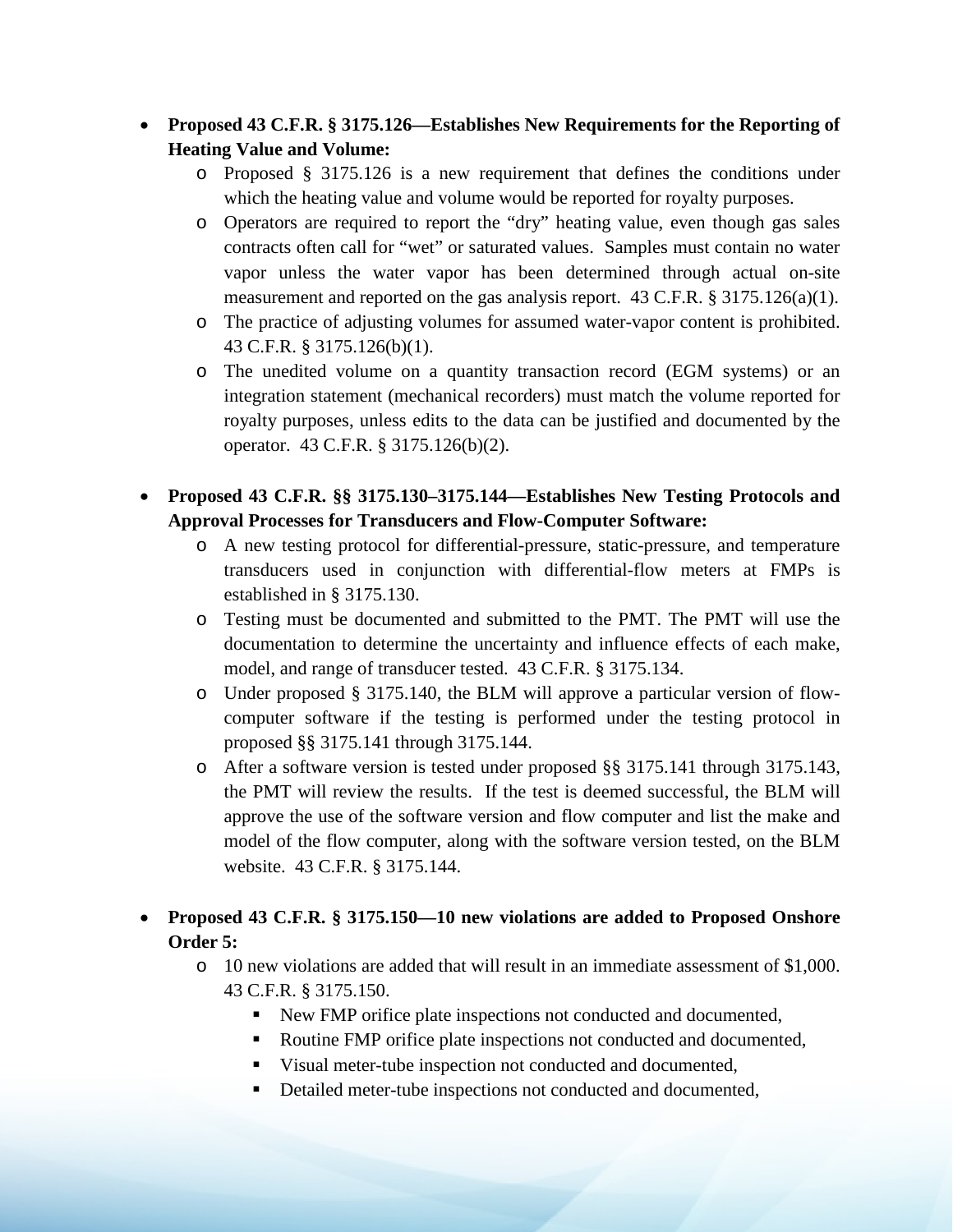- **Proposed 43 C.F.R. § 3175.126—Establishes New Requirements for the Reporting of Heating Value and Volume:**
    - Proposed § 3175.126 is a new requirement that defines the conditions under which the heating value and volume would be reported for royalty purposes.
    - Operators are required to report the "dry" heating value, even though gas sales contracts often call for "wet" or saturated values. Samples must contain no water vapor unless the water vapor has been determined through actual on-site measurement and reported on the gas analysis report. 43 C.F.R. § 3175.126(a)(1).
    - The practice of adjusting volumes for assumed water-vapor content is prohibited. 43 C.F.R. § 3175.126(b)(1).
    - The unedited volume on a quantity transaction record (EGM systems) or an integration statement (mechanical recorders) must match the volume reported for royalty purposes, unless edits to the data can be justified and documented by the operator. 43 C.F.R. § 3175.126(b)(2).

- **Proposed 43 C.F.R. §§ 3175.130–3175.144—Establishes New Testing Protocols and Approval Processes for Transducers and Flow-Computer Software:**
    - A new testing protocol for differential-pressure, static-pressure, and temperature transducers used in conjunction with differential-flow meters at FMPs is established in § 3175.130.
    - Testing must be documented and submitted to the PMT. The PMT will use the documentation to determine the uncertainty and influence effects of each make, model, and range of transducer tested. 43 C.F.R. § 3175.134.
    - Under proposed § 3175.140, the BLM will approve a particular version of flow-computer software if the testing is performed under the testing protocol in proposed §§ 3175.141 through 3175.144.
    - After a software version is tested under proposed §§ 3175.141 through 3175.143, the PMT will review the results. If the test is deemed successful, the BLM will approve the use of the software version and flow computer and list the make and model of the flow computer, along with the software version tested, on the BLM website. 43 C.F.R. § 3175.144.

- **Proposed 43 C.F.R. § 3175.150—10 new violations are added to Proposed Onshore Order 5:**
    - 10 new violations are added that will result in an immediate assessment of $1,000. 43 C.F.R. § 3175.150.
        - New FMP orifice plate inspections not conducted and documented,
        - Routine FMP orifice plate inspections not conducted and documented,
        - Visual meter-tube inspection not conducted and documented,
        - Detailed meter-tube inspections not conducted and documented,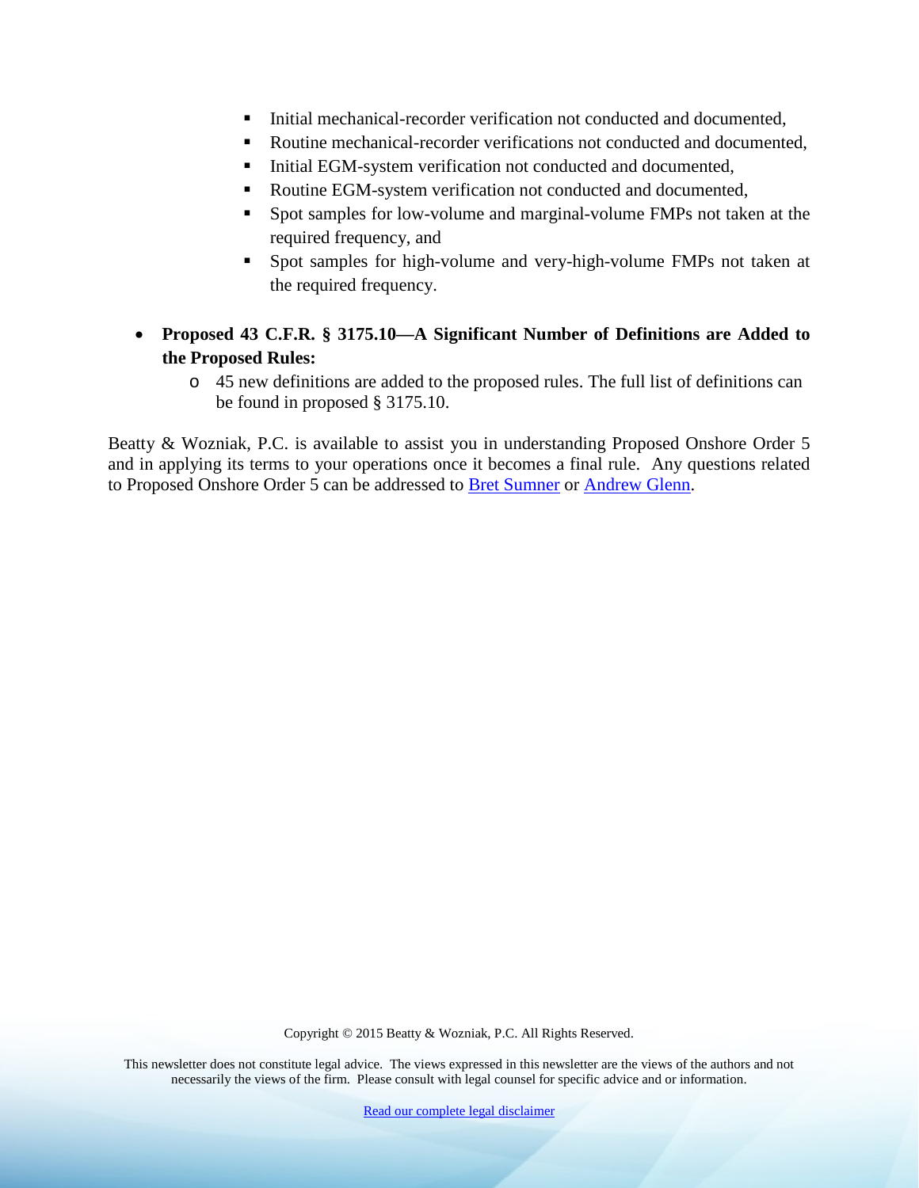- Initial mechanical-recorder verification not conducted and documented,
- Routine mechanical-recorder verifications not conducted and documented,
- Initial EGM-system verification not conducted and documented,
- Routine EGM-system verification not conducted and documented,
- Spot samples for low-volume and marginal-volume FMPs not taken at the required frequency, and
- Spot samples for high-volume and very-high-volume FMPs not taken at the required frequency.

- **Proposed 43 C.F.R. § 3175.10—A Significant Number of Definitions are Added to the Proposed Rules:**
  - 45 new definitions are added to the proposed rules. The full list of definitions can be found in proposed § 3175.10.

Beatty & Wozniak, P.C. is available to assist you in understanding Proposed Onshore Order 5 and in applying its terms to your operations once it becomes a final rule. Any questions related to Proposed Onshore Order 5 can be addressed to Bret Sumner or Andrew Glenn.

Copyright © 2015 Beatty & Wozniak, P.C. All Rights Reserved.

This newsletter does not constitute legal advice. The views expressed in this newsletter are the views of the authors and not necessarily the views of the firm. Please consult with legal counsel for specific advice and or information.

Read our complete legal disclaimer